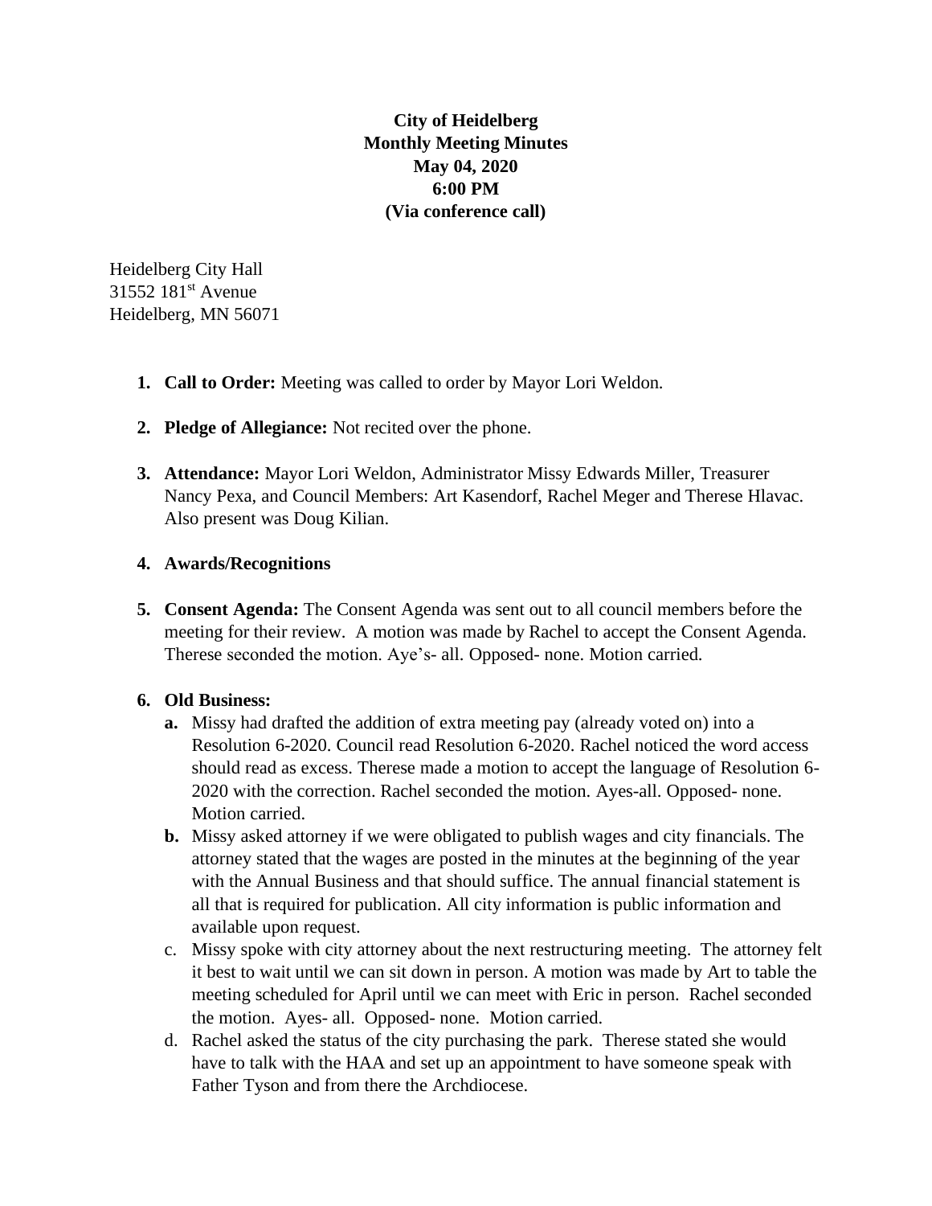**City of Heidelberg**
**Monthly Meeting Minutes**
**May 04, 2020**
**6:00 PM**
**(Via conference call)**

Heidelberg City Hall
31552 181st Avenue
Heidelberg, MN 56071

1. **Call to Order:** Meeting was called to order by Mayor Lori Weldon.

2. **Pledge of Allegiance:** Not recited over the phone.

3. **Attendance:** Mayor Lori Weldon, Administrator Missy Edwards Miller, Treasurer Nancy Pexa, and Council Members: Art Kasendorf, Rachel Meger and Therese Hlavac. Also present was Doug Kilian.

4. **Awards/Recognitions**

5. **Consent Agenda:** The Consent Agenda was sent out to all council members before the meeting for their review. A motion was made by Rachel to accept the Consent Agenda. Therese seconded the motion. Aye's- all. Opposed- none. Motion carried.

6. **Old Business:**
   - **a.** Missy had drafted the addition of extra meeting pay (already voted on) into a Resolution 6-2020. Council read Resolution 6-2020. Rachel noticed the word access should read as excess. Therese made a motion to accept the language of Resolution 6-2020 with the correction. Rachel seconded the motion. Ayes-all. Opposed- none. Motion carried.
   - **b.** Missy asked attorney if we were obligated to publish wages and city financials. The attorney stated that the wages are posted in the minutes at the beginning of the year with the Annual Business and that should suffice. The annual financial statement is all that is required for publication. All city information is public information and available upon request.
   - c. Missy spoke with city attorney about the next restructuring meeting. The attorney felt it best to wait until we can sit down in person. A motion was made by Art to table the meeting scheduled for April until we can meet with Eric in person. Rachel seconded the motion. Ayes- all. Opposed- none. Motion carried.
   - d. Rachel asked the status of the city purchasing the park. Therese stated she would have to talk with the HAA and set up an appointment to have someone speak with Father Tyson and from there the Archdiocese.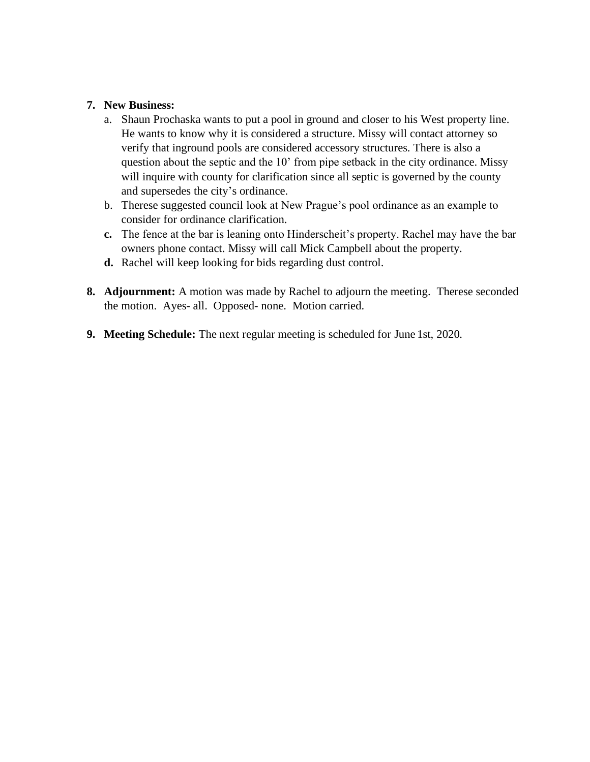7. **New Business:**
   a. Shaun Prochaska wants to put a pool in ground and closer to his West property line. He wants to know why it is considered a structure. Missy will contact attorney so verify that inground pools are considered accessory structures. There is also a question about the septic and the 10' from pipe setback in the city ordinance. Missy will inquire with county for clarification since all septic is governed by the county and supersedes the city's ordinance.
   b. Therese suggested council look at New Prague's pool ordinance as an example to consider for ordinance clarification.
   **c.** The fence at the bar is leaning onto Hinderscheit's property. Rachel may have the bar owners phone contact. Missy will call Mick Campbell about the property.
   **d.** Rachel will keep looking for bids regarding dust control.

8. **Adjournment:** A motion was made by Rachel to adjourn the meeting. Therese seconded the motion. Ayes- all. Opposed- none. Motion carried.

9. **Meeting Schedule:** The next regular meeting is scheduled for June 1st, 2020.